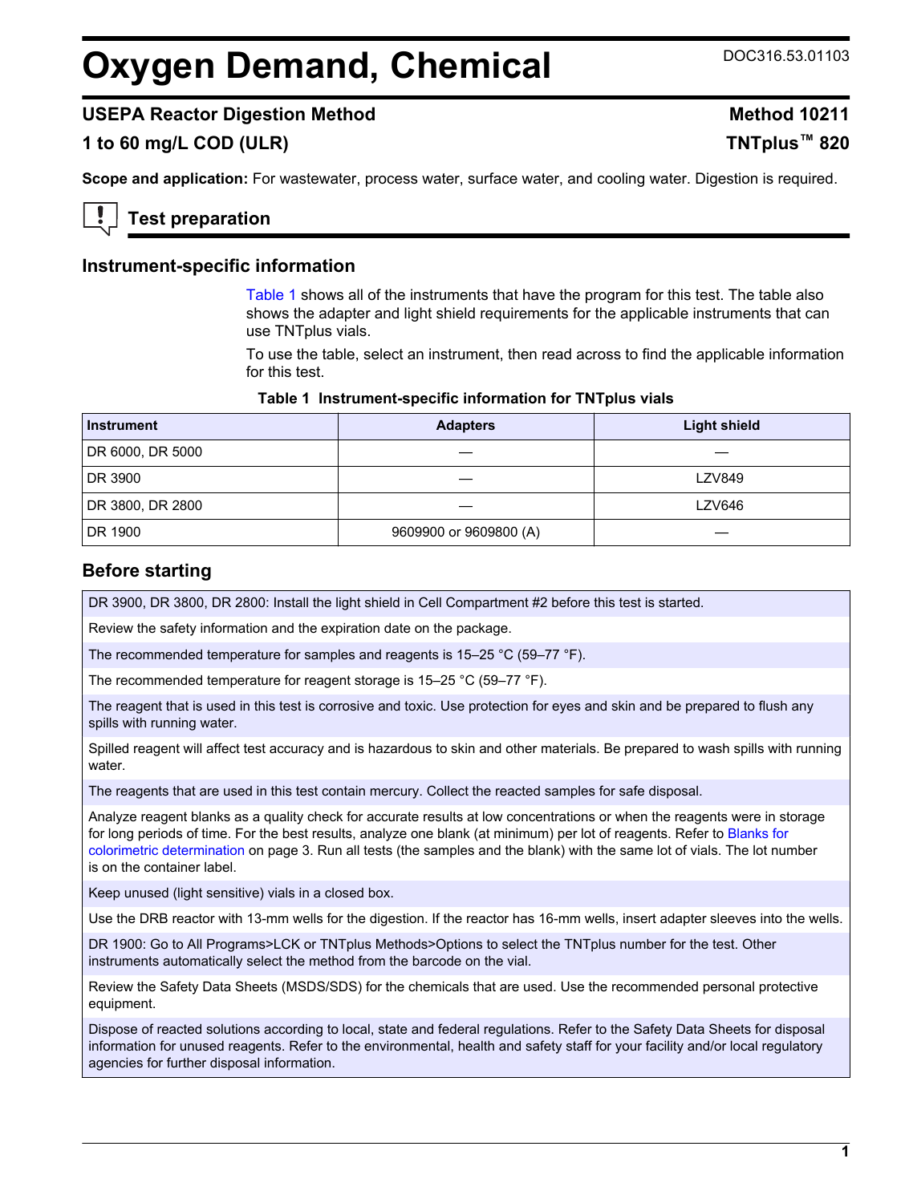# Oxygen Demand, Chemical

DOC316.53.01103

## USEPA Reactor Digestion Method — Method 10211

## 1 to 60 mg/L COD (ULR) — TNTplus™ 820

**Scope and application:** For wastewater, process water, surface water, and cooling water. Digestion is required.

## Test preparation

### Instrument-specific information

Table 1 shows all of the instruments that have the program for this test. The table also shows the adapter and light shield requirements for the applicable instruments that can use TNTplus vials.

To use the table, select an instrument, then read across to find the applicable information for this test.

**Table 1 Instrument-specific information for TNTplus vials**

| Instrument | Adapters | Light shield |
|---|---|---|
| DR 6000, DR 5000 | — | — |
| DR 3900 | — | LZV849 |
| DR 3800, DR 2800 | — | LZV646 |
| DR 1900 | 9609900 or 9609800 (A) | — |

### Before starting

DR 3900, DR 3800, DR 2800: Install the light shield in Cell Compartment #2 before this test is started.

Review the safety information and the expiration date on the package.

The recommended temperature for samples and reagents is 15–25 °C (59–77 °F).

The recommended temperature for reagent storage is 15–25 °C (59–77 °F).

The reagent that is used in this test is corrosive and toxic. Use protection for eyes and skin and be prepared to flush any spills with running water.

Spilled reagent will affect test accuracy and is hazardous to skin and other materials. Be prepared to wash spills with running water.

The reagents that are used in this test contain mercury. Collect the reacted samples for safe disposal.

Analyze reagent blanks as a quality check for accurate results at low concentrations or when the reagents were in storage for long periods of time. For the best results, analyze one blank (at minimum) per lot of reagents. Refer to Blanks for colorimetric determination on page 3. Run all tests (the samples and the blank) with the same lot of vials. The lot number is on the container label.

Keep unused (light sensitive) vials in a closed box.

Use the DRB reactor with 13-mm wells for the digestion. If the reactor has 16-mm wells, insert adapter sleeves into the wells.

DR 1900: Go to All Programs>LCK or TNTplus Methods>Options to select the TNTplus number for the test. Other instruments automatically select the method from the barcode on the vial.

Review the Safety Data Sheets (MSDS/SDS) for the chemicals that are used. Use the recommended personal protective equipment.

Dispose of reacted solutions according to local, state and federal regulations. Refer to the Safety Data Sheets for disposal information for unused reagents. Refer to the environmental, health and safety staff for your facility and/or local regulatory agencies for further disposal information.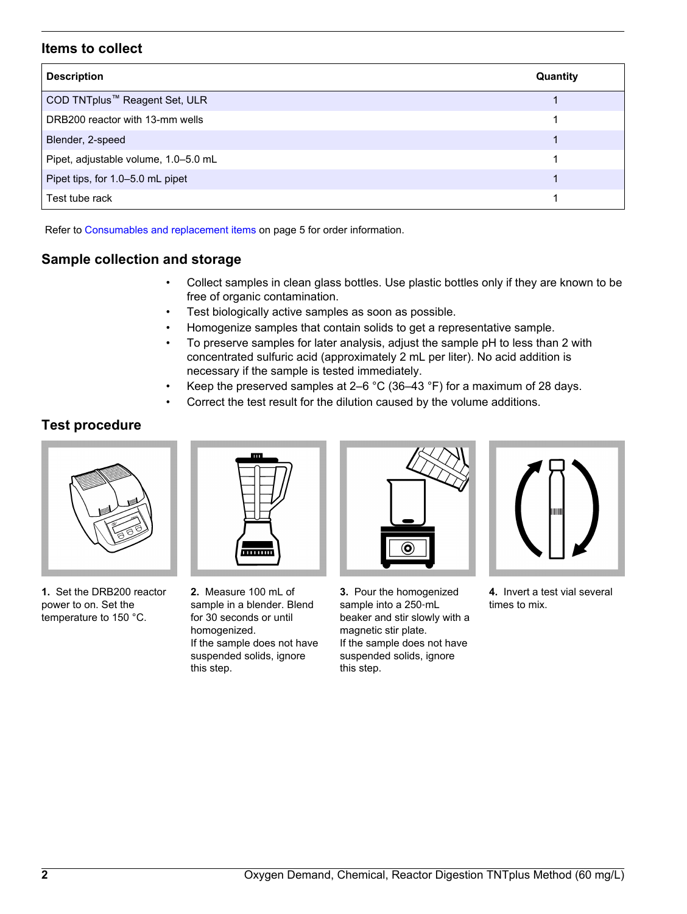## Items to collect

| Description | Quantity |
|---|---|
| COD TNTplus™ Reagent Set, ULR | 1 |
| DRB200 reactor with 13-mm wells | 1 |
| Blender, 2-speed | 1 |
| Pipet, adjustable volume, 1.0–5.0 mL | 1 |
| Pipet tips, for 1.0–5.0 mL pipet | 1 |
| Test tube rack | 1 |

Refer to Consumables and replacement items on page 5 for order information.

## Sample collection and storage

- Collect samples in clean glass bottles. Use plastic bottles only if they are known to be free of organic contamination.
- Test biologically active samples as soon as possible.
- Homogenize samples that contain solids to get a representative sample.
- To preserve samples for later analysis, adjust the sample pH to less than 2 with concentrated sulfuric acid (approximately 2 mL per liter). No acid addition is necessary if the sample is tested immediately.
- Keep the preserved samples at 2–6 °C (36–43 °F) for a maximum of 28 days.
- Correct the test result for the dilution caused by the volume additions.

## Test procedure

**1.** Set the DRB200 reactor power to on. Set the temperature to 150 °C.

**2.** Measure 100 mL of sample in a blender. Blend for 30 seconds or until homogenized.
If the sample does not have suspended solids, ignore this step.

**3.** Pour the homogenized sample into a 250-mL beaker and stir slowly with a magnetic stir plate.
If the sample does not have suspended solids, ignore this step.

**4.** Invert a test vial several times to mix.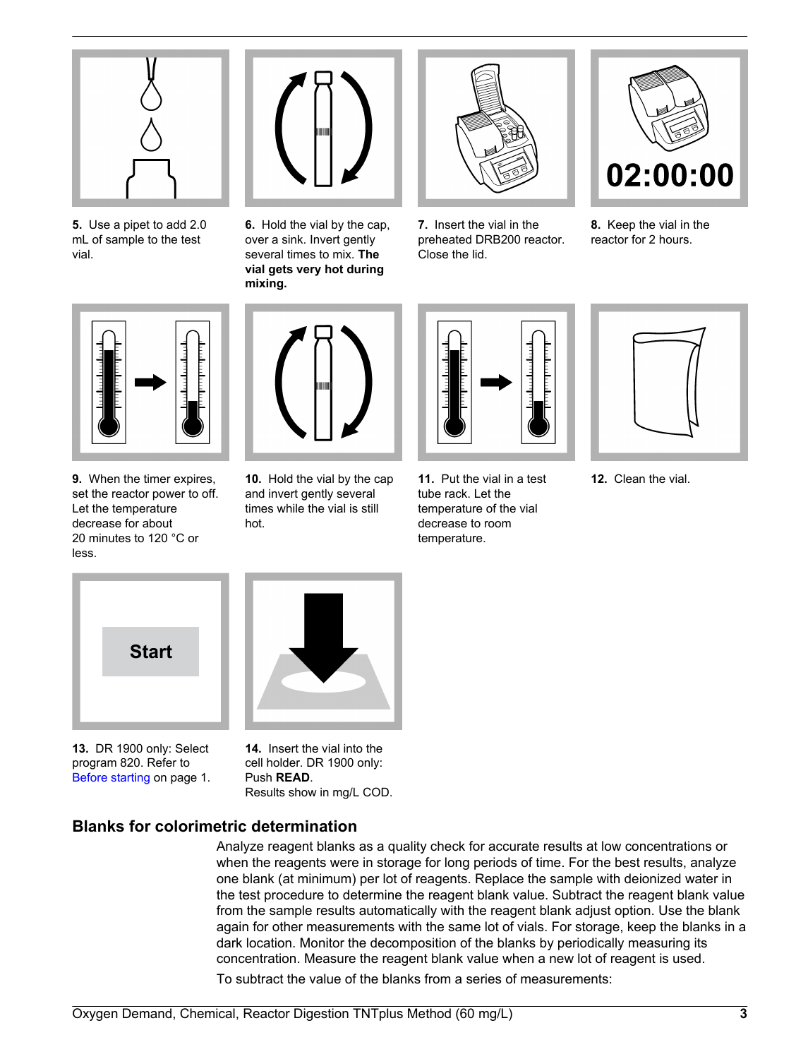5. Use a pipet to add 2.0 mL of sample to the test vial.

6. Hold the vial by the cap, over a sink. Invert gently several times to mix. **The vial gets very hot during mixing.**

7. Insert the vial in the preheated DRB200 reactor. Close the lid.

8. Keep the vial in the reactor for 2 hours.

9. When the timer expires, set the reactor power to off. Let the temperature decrease for about 20 minutes to 120 °C or less.

10. Hold the vial by the cap and invert gently several times while the vial is still hot.

11. Put the vial in a test tube rack. Let the temperature of the vial decrease to room temperature.

12. Clean the vial.

13. DR 1900 only: Select program 820. Refer to Before starting on page 1.

14. Insert the vial into the cell holder. DR 1900 only: Push **READ**.
Results show in mg/L COD.

## Blanks for colorimetric determination

Analyze reagent blanks as a quality check for accurate results at low concentrations or when the reagents were in storage for long periods of time. For the best results, analyze one blank (at minimum) per lot of reagents. Replace the sample with deionized water in the test procedure to determine the reagent blank value. Subtract the reagent blank value from the sample results automatically with the reagent blank adjust option. Use the blank again for other measurements with the same lot of vials. For storage, keep the blanks in a dark location. Monitor the decomposition of the blanks by periodically measuring its concentration. Measure the reagent blank value when a new lot of reagent is used.

To subtract the value of the blanks from a series of measurements: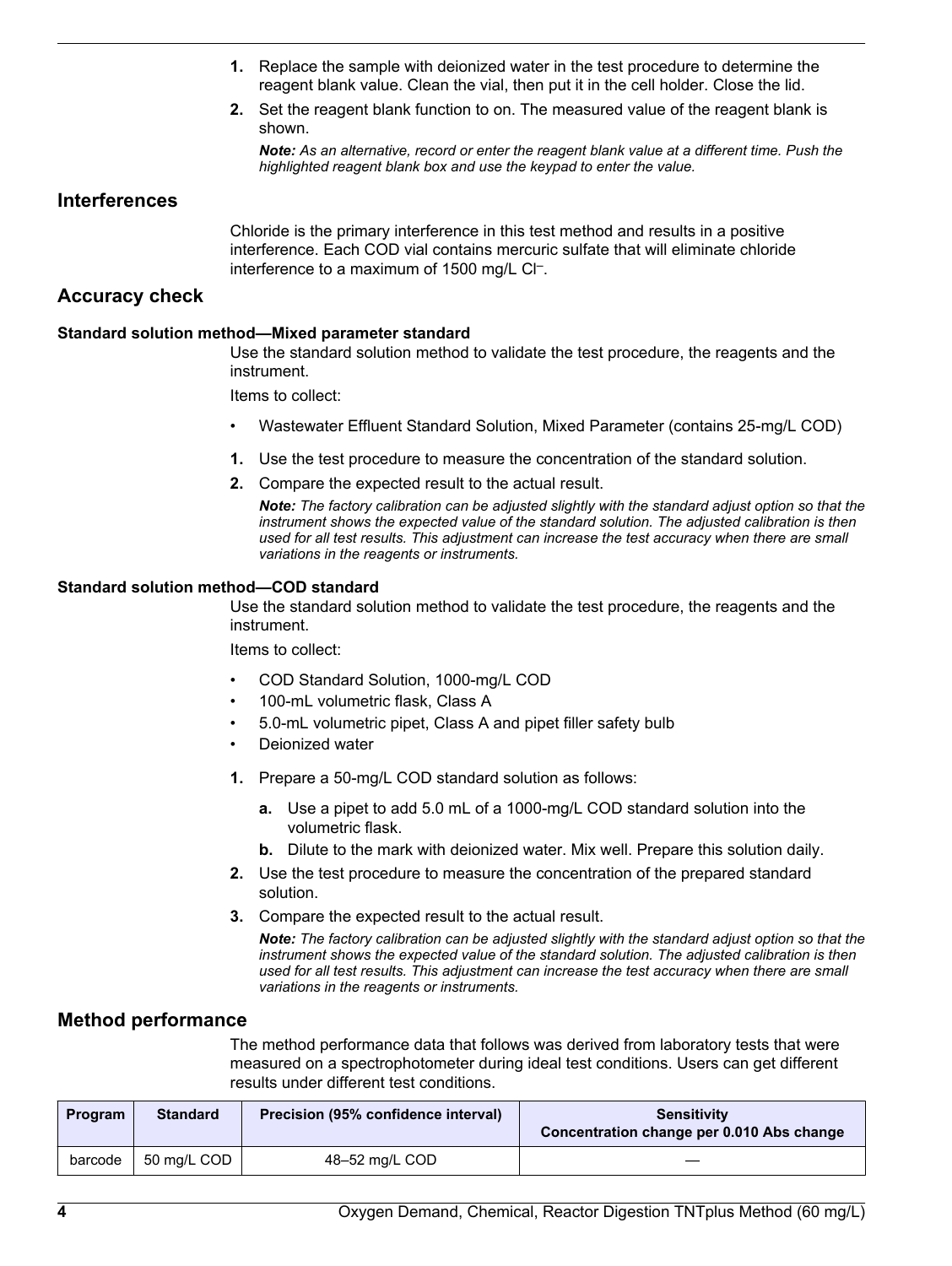1. Replace the sample with deionized water in the test procedure to determine the reagent blank value. Clean the vial, then put it in the cell holder. Close the lid.
2. Set the reagent blank function to on. The measured value of the reagent blank is shown.

   ***Note:*** *As an alternative, record or enter the reagent blank value at a different time. Push the highlighted reagent blank box and use the keypad to enter the value.*

## Interferences

Chloride is the primary interference in this test method and results in a positive interference. Each COD vial contains mercuric sulfate that will eliminate chloride interference to a maximum of 1500 mg/L $Cl^{-}$.

## Accuracy check

### Standard solution method—Mixed parameter standard

Use the standard solution method to validate the test procedure, the reagents and the instrument.

Items to collect:

- Wastewater Effluent Standard Solution, Mixed Parameter (contains 25-mg/L COD)

1. Use the test procedure to measure the concentration of the standard solution.
2. Compare the expected result to the actual result.

   ***Note:*** *The factory calibration can be adjusted slightly with the standard adjust option so that the instrument shows the expected value of the standard solution. The adjusted calibration is then used for all test results. This adjustment can increase the test accuracy when there are small variations in the reagents or instruments.*

### Standard solution method—COD standard

Use the standard solution method to validate the test procedure, the reagents and the instrument.

Items to collect:

- COD Standard Solution, 1000-mg/L COD
- 100-mL volumetric flask, Class A
- 5.0-mL volumetric pipet, Class A and pipet filler safety bulb
- Deionized water

1. Prepare a 50-mg/L COD standard solution as follows:
   a. Use a pipet to add 5.0 mL of a 1000-mg/L COD standard solution into the volumetric flask.
   b. Dilute to the mark with deionized water. Mix well. Prepare this solution daily.
2. Use the test procedure to measure the concentration of the prepared standard solution.
3. Compare the expected result to the actual result.

   ***Note:*** *The factory calibration can be adjusted slightly with the standard adjust option so that the instrument shows the expected value of the standard solution. The adjusted calibration is then used for all test results. This adjustment can increase the test accuracy when there are small variations in the reagents or instruments.*

## Method performance

The method performance data that follows was derived from laboratory tests that were measured on a spectrophotometer during ideal test conditions. Users can get different results under different test conditions.

| Program | Standard | Precision (95% confidence interval) | Sensitivity Concentration change per 0.010 Abs change |
| --- | --- | --- | --- |
| barcode | 50 mg/L COD | 48–52 mg/L COD | — |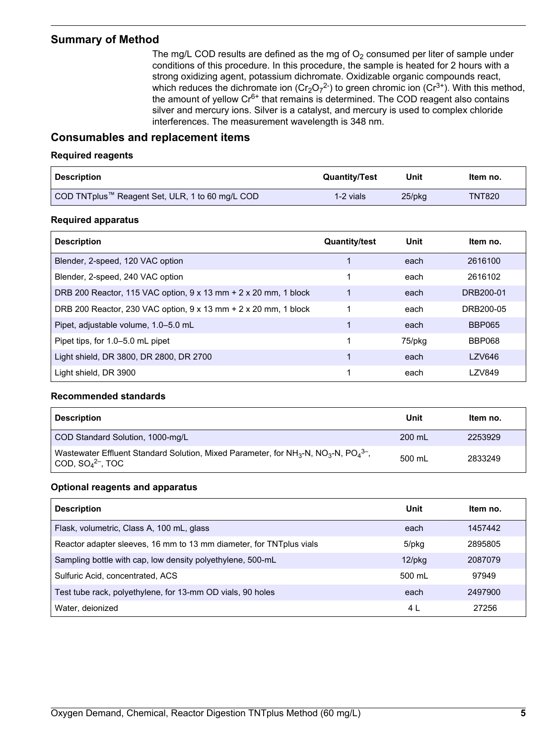## Summary of Method

The mg/L COD results are defined as the mg of $O_2$ consumed per liter of sample under conditions of this procedure. In this procedure, the sample is heated for 2 hours with a strong oxidizing agent, potassium dichromate. Oxidizable organic compounds react, which reduces the dichromate ion ($Cr_2O_7^{2-}$) to green chromic ion ($Cr^{3+}$). With this method, the amount of yellow $Cr^{6+}$ that remains is determined. The COD reagent also contains silver and mercury ions. Silver is a catalyst, and mercury is used to complex chloride interferences. The measurement wavelength is 348 nm.

## Consumables and replacement items

### Required reagents

| Description | Quantity/Test | Unit | Item no. |
| --- | --- | --- | --- |
| COD TNTplus™ Reagent Set, ULR, 1 to 60 mg/L COD | 1-2 vials | 25/pkg | TNT820 |

### Required apparatus

| Description | Quantity/test | Unit | Item no. |
| --- | --- | --- | --- |
| Blender, 2-speed, 120 VAC option | 1 | each | 2616100 |
| Blender, 2-speed, 240 VAC option | 1 | each | 2616102 |
| DRB 200 Reactor, 115 VAC option, 9 x 13 mm + 2 x 20 mm, 1 block | 1 | each | DRB200-01 |
| DRB 200 Reactor, 230 VAC option, 9 x 13 mm + 2 x 20 mm, 1 block | 1 | each | DRB200-05 |
| Pipet, adjustable volume, 1.0–5.0 mL | 1 | each | BBP065 |
| Pipet tips, for 1.0–5.0 mL pipet | 1 | 75/pkg | BBP068 |
| Light shield, DR 3800, DR 2800, DR 2700 | 1 | each | LZV646 |
| Light shield, DR 3900 | 1 | each | LZV849 |

### Recommended standards

| Description | Unit | Item no. |
| --- | --- | --- |
| COD Standard Solution, 1000-mg/L | 200 mL | 2253929 |
| Wastewater Effluent Standard Solution, Mixed Parameter, for $NH_3$-N, $NO_3$-N, $PO_4^{3-}$, COD, $SO_4^{2-}$, TOC | 500 mL | 2833249 |

### Optional reagents and apparatus

| Description | Unit | Item no. |
| --- | --- | --- |
| Flask, volumetric, Class A, 100 mL, glass | each | 1457442 |
| Reactor adapter sleeves, 16 mm to 13 mm diameter, for TNTplus vials | 5/pkg | 2895805 |
| Sampling bottle with cap, low density polyethylene, 500-mL | 12/pkg | 2087079 |
| Sulfuric Acid, concentrated, ACS | 500 mL | 97949 |
| Test tube rack, polyethylene, for 13-mm OD vials, 90 holes | each | 2497900 |
| Water, deionized | 4 L | 27256 |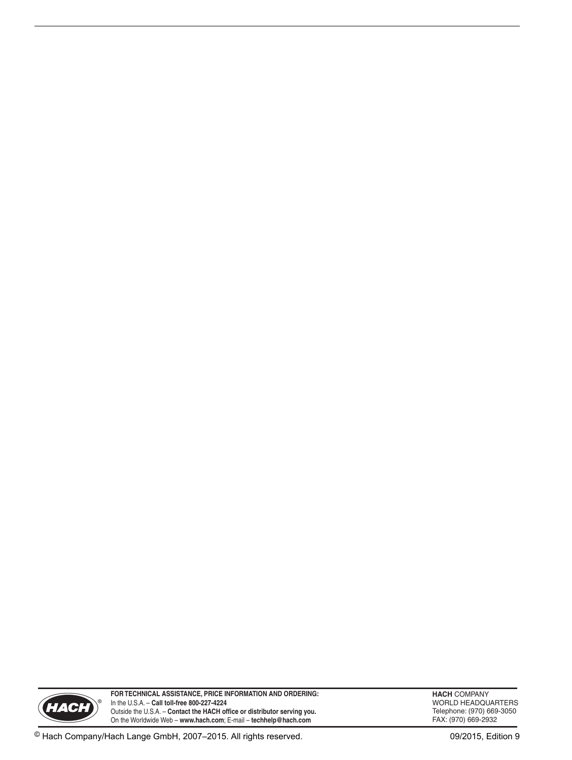**FOR TECHNICAL ASSISTANCE, PRICE INFORMATION AND ORDERING:**
In the U.S.A. – **Call toll-free 800-227-4224**
Outside the U.S.A. – **Contact the HACH office or distributor serving you.**
On the Worldwide Web – **www.hach.com**; E-mail – **techhelp@hach.com**

**HACH** COMPANY
WORLD HEADQUARTERS
Telephone: (970) 669-3050
FAX: (970) 669-2932

© Hach Company/Hach Lange GmbH, 2007–2015. All rights reserved.

09/2015, Edition 9